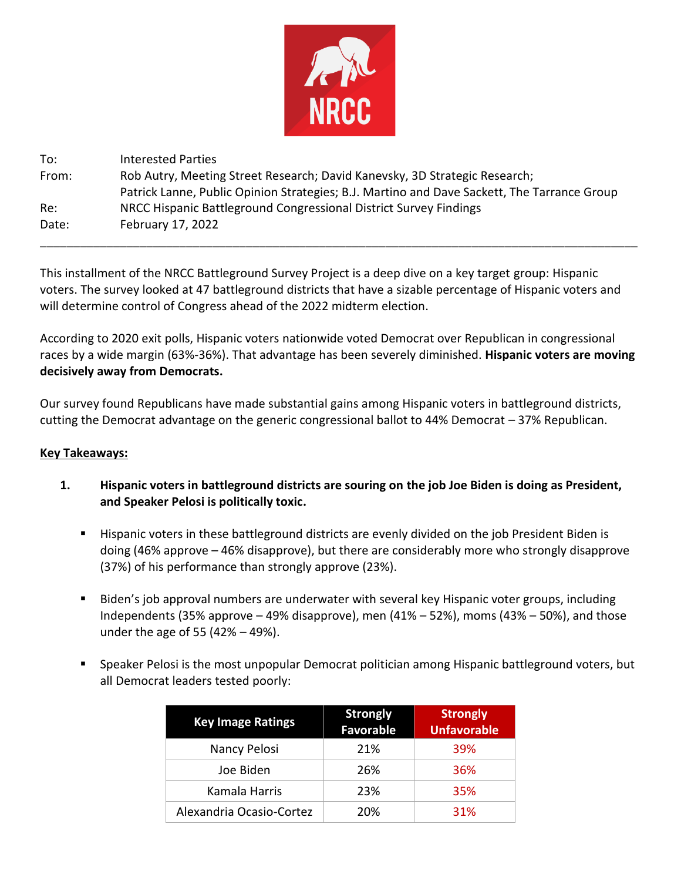NRCC

| | |
|---|---|
| To: | Interested Parties |
| From: | Rob Autry, Meeting Street Research; David Kanevsky, 3D Strategic Research; Patrick Lanne, Public Opinion Strategies; B.J. Martino and Dave Sackett, The Tarrance Group |
| Re: | NRCC Hispanic Battleground Congressional District Survey Findings |
| Date: | February 17, 2022 |

---

This installment of the NRCC Battleground Survey Project is a deep dive on a key target group: Hispanic voters. The survey looked at 47 battleground districts that have a sizable percentage of Hispanic voters and will determine control of Congress ahead of the 2022 midterm election.

According to 2020 exit polls, Hispanic voters nationwide voted Democrat over Republican in congressional races by a wide margin (63%-36%). That advantage has been severely diminished. **Hispanic voters are moving decisively away from Democrats.**

Our survey found Republicans have made substantial gains among Hispanic voters in battleground districts, cutting the Democrat advantage on the generic congressional ballot to 44% Democrat – 37% Republican.

**Key Takeaways:**

1. **Hispanic voters in battleground districts are souring on the job Joe Biden is doing as President, and Speaker Pelosi is politically toxic.**

   - Hispanic voters in these battleground districts are evenly divided on the job President Biden is doing (46% approve – 46% disapprove), but there are considerably more who strongly disapprove (37%) of his performance than strongly approve (23%).

   - Biden's job approval numbers are underwater with several key Hispanic voter groups, including Independents (35% approve – 49% disapprove), men (41% – 52%), moms (43% – 50%), and those under the age of 55 (42% – 49%).

   - Speaker Pelosi is the most unpopular Democrat politician among Hispanic battleground voters, but all Democrat leaders tested poorly:

| Key Image Ratings | Strongly Favorable | Strongly Unfavorable |
|---|---|---|
| Nancy Pelosi | 21% | 39% |
| Joe Biden | 26% | 36% |
| Kamala Harris | 23% | 35% |
| Alexandria Ocasio-Cortez | 20% | 31% |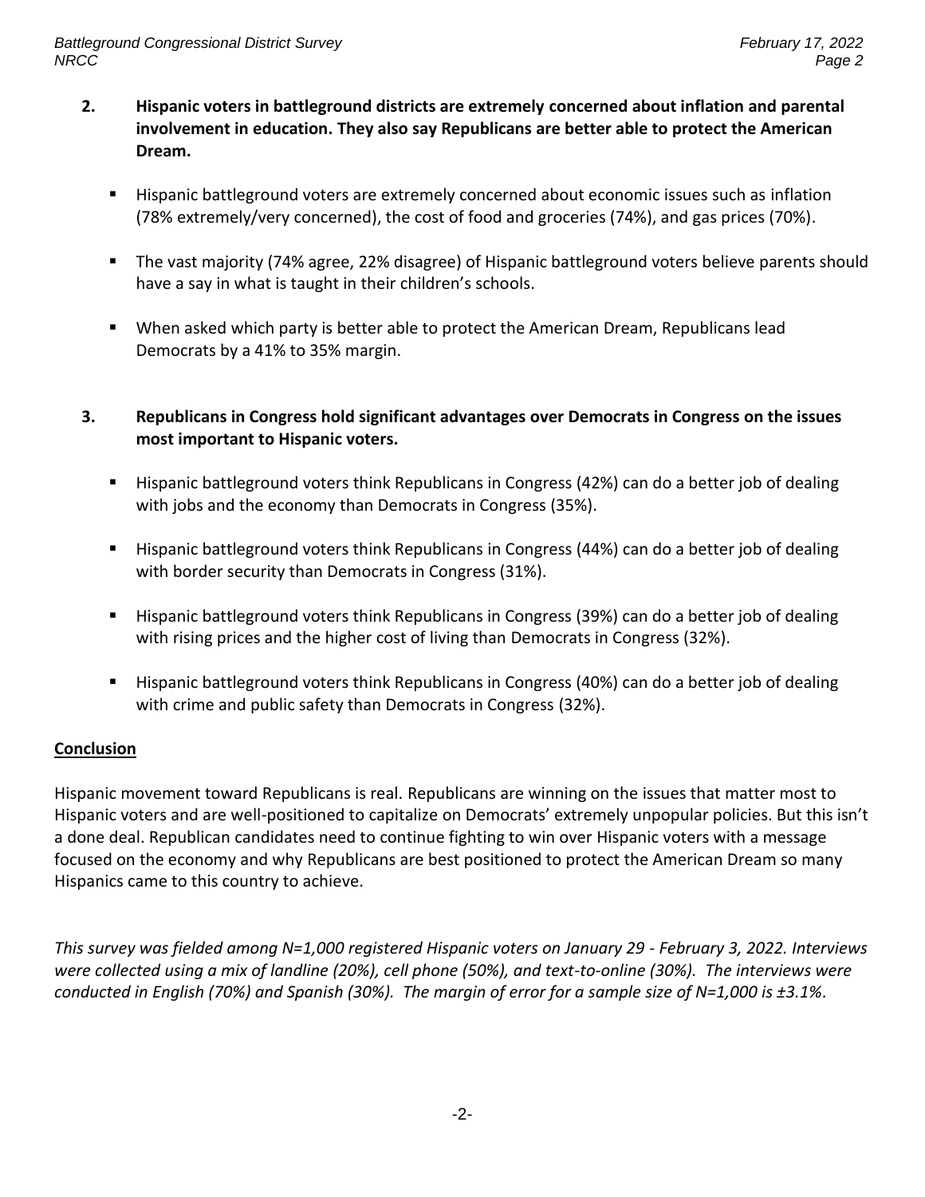2. **Hispanic voters in battleground districts are extremely concerned about inflation and parental involvement in education. They also say Republicans are better able to protect the American Dream.**

   - Hispanic battleground voters are extremely concerned about economic issues such as inflation (78% extremely/very concerned), the cost of food and groceries (74%), and gas prices (70%).
   - The vast majority (74% agree, 22% disagree) of Hispanic battleground voters believe parents should have a say in what is taught in their children's schools.
   - When asked which party is better able to protect the American Dream, Republicans lead Democrats by a 41% to 35% margin.

3. **Republicans in Congress hold significant advantages over Democrats in Congress on the issues most important to Hispanic voters.**

   - Hispanic battleground voters think Republicans in Congress (42%) can do a better job of dealing with jobs and the economy than Democrats in Congress (35%).
   - Hispanic battleground voters think Republicans in Congress (44%) can do a better job of dealing with border security than Democrats in Congress (31%).
   - Hispanic battleground voters think Republicans in Congress (39%) can do a better job of dealing with rising prices and the higher cost of living than Democrats in Congress (32%).
   - Hispanic battleground voters think Republicans in Congress (40%) can do a better job of dealing with crime and public safety than Democrats in Congress (32%).

## Conclusion

Hispanic movement toward Republicans is real. Republicans are winning on the issues that matter most to Hispanic voters and are well-positioned to capitalize on Democrats' extremely unpopular policies. But this isn't a done deal. Republican candidates need to continue fighting to win over Hispanic voters with a message focused on the economy and why Republicans are best positioned to protect the American Dream so many Hispanics came to this country to achieve.

*This survey was fielded among N=1,000 registered Hispanic voters on January 29 - February 3, 2022. Interviews were collected using a mix of landline (20%), cell phone (50%), and text-to-online (30%). The interviews were conducted in English (70%) and Spanish (30%). The margin of error for a sample size of N=1,000 is ±3.1%.*